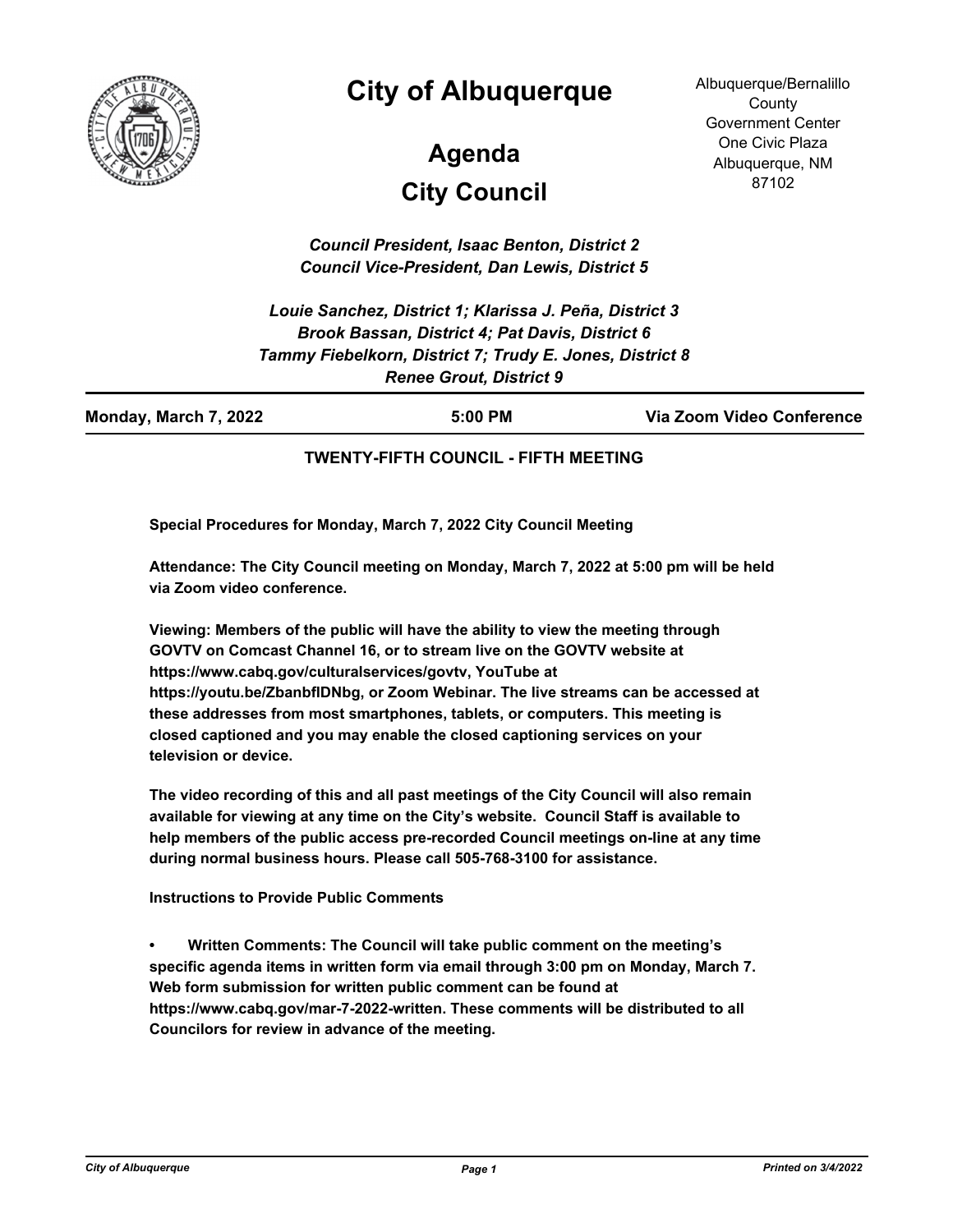# City of Albuquerque

## Agenda
## City Council

Albuquerque/Bernalillo County
Government Center
One Civic Plaza
Albuquerque, NM
87102

*Council President, Isaac Benton, District 2*
*Council Vice-President, Dan Lewis, District 5*

*Louie Sanchez, District 1; Klarissa J. Peña, District 3*
*Brook Bassan, District 4; Pat Davis, District 6*
*Tammy Fiebelkorn, District 7; Trudy E. Jones, District 8*
*Renee Grout, District 9*

**Monday, March 7, 2022** **5:00 PM** **Via Zoom Video Conference**

**TWENTY-FIFTH COUNCIL - FIFTH MEETING**

**Special Procedures for Monday, March 7, 2022 City Council Meeting**

**Attendance: The City Council meeting on Monday, March 7, 2022 at 5:00 pm will be held via Zoom video conference.**

**Viewing: Members of the public will have the ability to view the meeting through GOVTV on Comcast Channel 16, or to stream live on the GOVTV website at https://www.cabq.gov/culturalservices/govtv, YouTube at https://youtu.be/ZbanbflDNbg, or Zoom Webinar. The live streams can be accessed at these addresses from most smartphones, tablets, or computers. This meeting is closed captioned and you may enable the closed captioning services on your television or device.**

**The video recording of this and all past meetings of the City Council will also remain available for viewing at any time on the City's website. Council Staff is available to help members of the public access pre-recorded Council meetings on-line at any time during normal business hours. Please call 505-768-3100 for assistance.**

**Instructions to Provide Public Comments**

- **Written Comments: The Council will take public comment on the meeting's specific agenda items in written form via email through 3:00 pm on Monday, March 7. Web form submission for written public comment can be found at https://www.cabq.gov/mar-7-2022-written. These comments will be distributed to all Councilors for review in advance of the meeting.**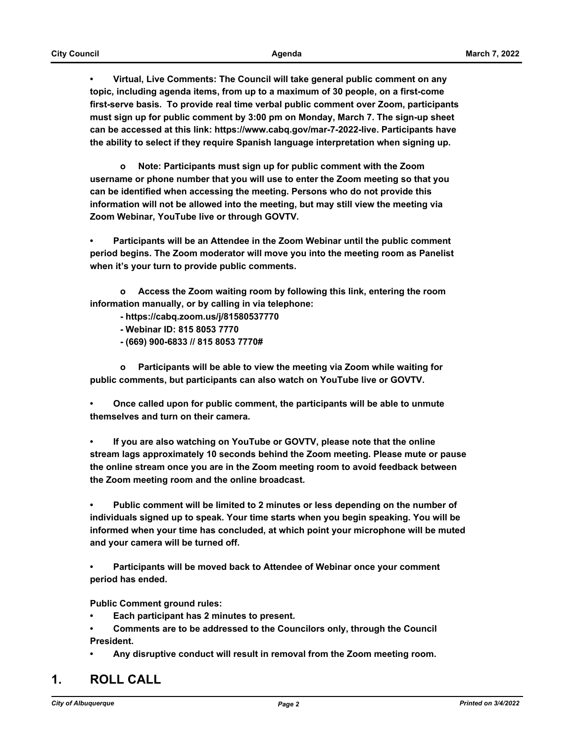- **Virtual, Live Comments: The Council will take general public comment on any topic, including agenda items, from up to a maximum of 30 people, on a first-come first-serve basis. To provide real time verbal public comment over Zoom, participants must sign up for public comment by 3:00 pm on Monday, March 7. The sign-up sheet can be accessed at this link: https://www.cabq.gov/mar-7-2022-live. Participants have the ability to select if they require Spanish language interpretation when signing up.**

  - **Note: Participants must sign up for public comment with the Zoom username or phone number that you will use to enter the Zoom meeting so that you can be identified when accessing the meeting. Persons who do not provide this information will not be allowed into the meeting, but may still view the meeting via Zoom Webinar, YouTube live or through GOVTV.**

- **Participants will be an Attendee in the Zoom Webinar until the public comment period begins. The Zoom moderator will move you into the meeting room as Panelist when it's your turn to provide public comments.**

  - **Access the Zoom waiting room by following this link, entering the room information manually, or by calling in via telephone:**
    - **https://cabq.zoom.us/j/81580537770**
    - **Webinar ID: 815 8053 7770**
    - **(669) 900-6833 // 815 8053 7770#**

  - **Participants will be able to view the meeting via Zoom while waiting for public comments, but participants can also watch on YouTube live or GOVTV.**

- **Once called upon for public comment, the participants will be able to unmute themselves and turn on their camera.**

- **If you are also watching on YouTube or GOVTV, please note that the online stream lags approximately 10 seconds behind the Zoom meeting. Please mute or pause the online stream once you are in the Zoom meeting room to avoid feedback between the Zoom meeting room and the online broadcast.**

- **Public comment will be limited to 2 minutes or less depending on the number of individuals signed up to speak. Your time starts when you begin speaking. You will be informed when your time has concluded, at which point your microphone will be muted and your camera will be turned off.**

- **Participants will be moved back to Attendee of Webinar once your comment period has ended.**

**Public Comment ground rules:**

- **Each participant has 2 minutes to present.**
- **Comments are to be addressed to the Councilors only, through the Council President.**
- **Any disruptive conduct will result in removal from the Zoom meeting room.**

# 1. ROLL CALL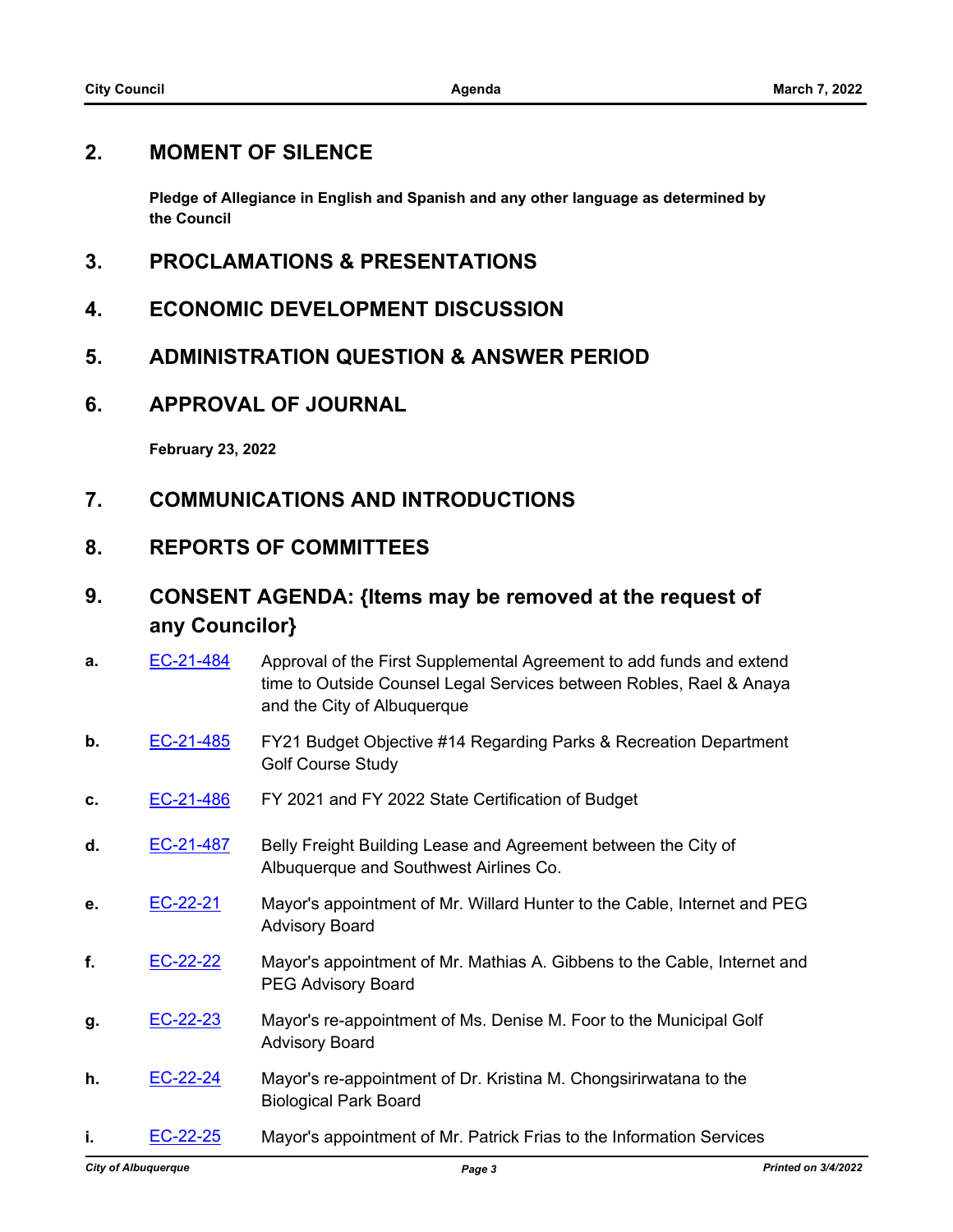## 2. MOMENT OF SILENCE

**Pledge of Allegiance in English and Spanish and any other language as determined by the Council**

## 3. PROCLAMATIONS & PRESENTATIONS

## 4. ECONOMIC DEVELOPMENT DISCUSSION

## 5. ADMINISTRATION QUESTION & ANSWER PERIOD

## 6. APPROVAL OF JOURNAL

**February 23, 2022**

## 7. COMMUNICATIONS AND INTRODUCTIONS

## 8. REPORTS OF COMMITTEES

## 9. CONSENT AGENDA: {Items may be removed at the request of any Councilor}

**a.** EC-21-484 Approval of the First Supplemental Agreement to add funds and extend time to Outside Counsel Legal Services between Robles, Rael & Anaya and the City of Albuquerque

**b.** EC-21-485 FY21 Budget Objective #14 Regarding Parks & Recreation Department Golf Course Study

**c.** EC-21-486 FY 2021 and FY 2022 State Certification of Budget

**d.** EC-21-487 Belly Freight Building Lease and Agreement between the City of Albuquerque and Southwest Airlines Co.

**e.** EC-22-21 Mayor's appointment of Mr. Willard Hunter to the Cable, Internet and PEG Advisory Board

**f.** EC-22-22 Mayor's appointment of Mr. Mathias A. Gibbens to the Cable, Internet and PEG Advisory Board

**g.** EC-22-23 Mayor's re-appointment of Ms. Denise M. Foor to the Municipal Golf Advisory Board

**h.** EC-22-24 Mayor's re-appointment of Dr. Kristina M. Chongsirirwatana to the Biological Park Board

**i.** EC-22-25 Mayor's appointment of Mr. Patrick Frias to the Information Services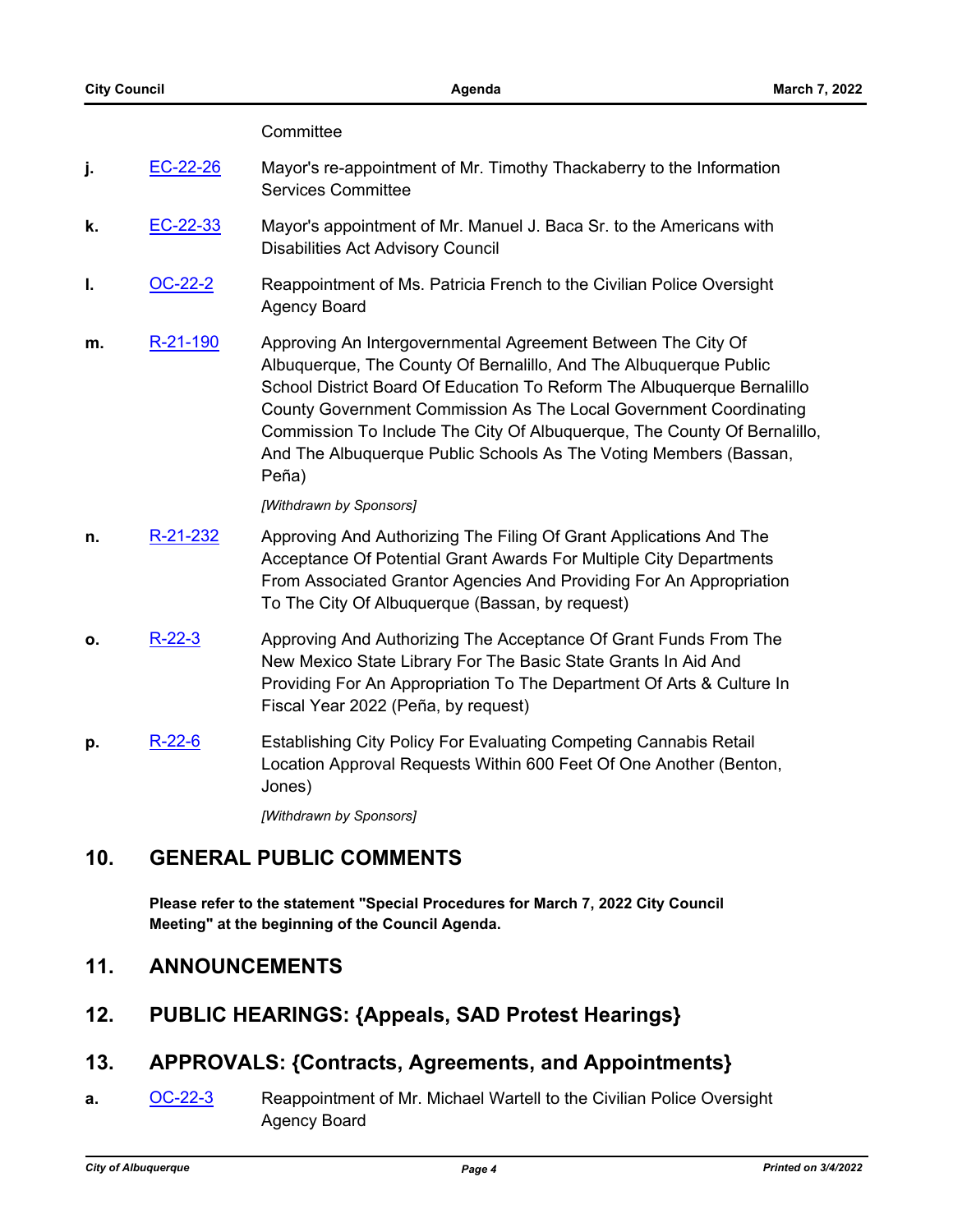Committee

j. EC-22-26 Mayor's re-appointment of Mr. Timothy Thackaberry to the Information Services Committee

k. EC-22-33 Mayor's appointment of Mr. Manuel J. Baca Sr. to the Americans with Disabilities Act Advisory Council

l. OC-22-2 Reappointment of Ms. Patricia French to the Civilian Police Oversight Agency Board

m. R-21-190 Approving An Intergovernmental Agreement Between The City Of Albuquerque, The County Of Bernalillo, And The Albuquerque Public School District Board Of Education To Reform The Albuquerque Bernalillo County Government Commission As The Local Government Coordinating Commission To Include The City Of Albuquerque, The County Of Bernalillo, And The Albuquerque Public Schools As The Voting Members (Bassan, Peña)

*[Withdrawn by Sponsors]*

n. R-21-232 Approving And Authorizing The Filing Of Grant Applications And The Acceptance Of Potential Grant Awards For Multiple City Departments From Associated Grantor Agencies And Providing For An Appropriation To The City Of Albuquerque (Bassan, by request)

o. R-22-3 Approving And Authorizing The Acceptance Of Grant Funds From The New Mexico State Library For The Basic State Grants In Aid And Providing For An Appropriation To The Department Of Arts & Culture In Fiscal Year 2022 (Peña, by request)

p. R-22-6 Establishing City Policy For Evaluating Competing Cannabis Retail Location Approval Requests Within 600 Feet Of One Another (Benton, Jones)

*[Withdrawn by Sponsors]*

## 10. GENERAL PUBLIC COMMENTS

**Please refer to the statement "Special Procedures for March 7, 2022 City Council Meeting" at the beginning of the Council Agenda.**

## 11. ANNOUNCEMENTS

## 12. PUBLIC HEARINGS: {Appeals, SAD Protest Hearings}

## 13. APPROVALS: {Contracts, Agreements, and Appointments}

a. OC-22-3 Reappointment of Mr. Michael Wartell to the Civilian Police Oversight Agency Board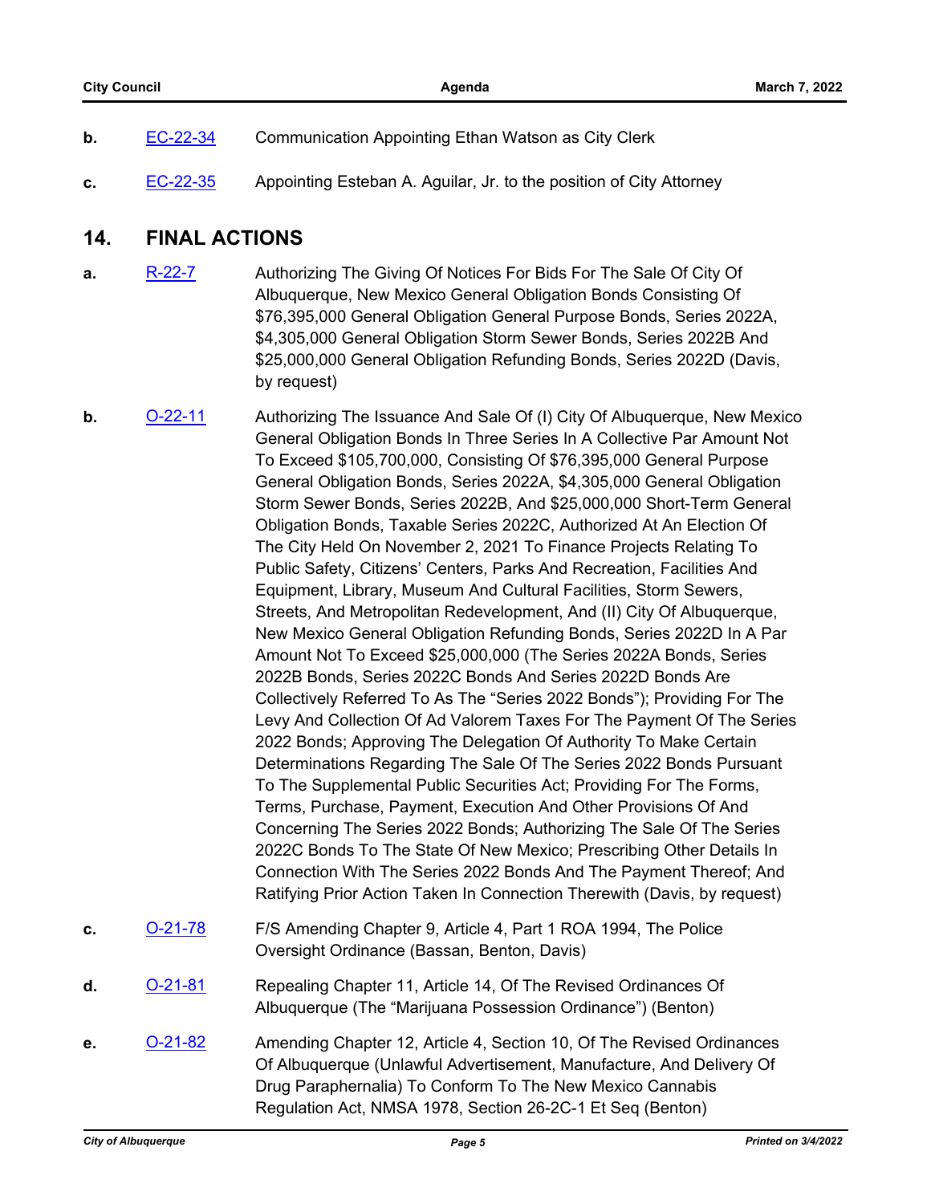**b.** EC-22-34 Communication Appointing Ethan Watson as City Clerk

**c.** EC-22-35 Appointing Esteban A. Aguilar, Jr. to the position of City Attorney

## 14. FINAL ACTIONS

**a.** R-22-7 Authorizing The Giving Of Notices For Bids For The Sale Of City Of Albuquerque, New Mexico General Obligation Bonds Consisting Of $76,395,000 General Obligation General Purpose Bonds, Series 2022A, $4,305,000 General Obligation Storm Sewer Bonds, Series 2022B And $25,000,000 General Obligation Refunding Bonds, Series 2022D (Davis, by request)

**b.** O-22-11 Authorizing The Issuance And Sale Of (I) City Of Albuquerque, New Mexico General Obligation Bonds In Three Series In A Collective Par Amount Not To Exceed $105,700,000, Consisting Of $76,395,000 General Purpose General Obligation Bonds, Series 2022A, $4,305,000 General Obligation Storm Sewer Bonds, Series 2022B, And $25,000,000 Short-Term General Obligation Bonds, Taxable Series 2022C, Authorized At An Election Of The City Held On November 2, 2021 To Finance Projects Relating To Public Safety, Citizens' Centers, Parks And Recreation, Facilities And Equipment, Library, Museum And Cultural Facilities, Storm Sewers, Streets, And Metropolitan Redevelopment, And (II) City Of Albuquerque, New Mexico General Obligation Refunding Bonds, Series 2022D In A Par Amount Not To Exceed $25,000,000 (The Series 2022A Bonds, Series 2022B Bonds, Series 2022C Bonds And Series 2022D Bonds Are Collectively Referred To As The "Series 2022 Bonds"); Providing For The Levy And Collection Of Ad Valorem Taxes For The Payment Of The Series 2022 Bonds; Approving The Delegation Of Authority To Make Certain Determinations Regarding The Sale Of The Series 2022 Bonds Pursuant To The Supplemental Public Securities Act; Providing For The Forms, Terms, Purchase, Payment, Execution And Other Provisions Of And Concerning The Series 2022 Bonds; Authorizing The Sale Of The Series 2022C Bonds To The State Of New Mexico; Prescribing Other Details In Connection With The Series 2022 Bonds And The Payment Thereof; And Ratifying Prior Action Taken In Connection Therewith (Davis, by request)

**c.** O-21-78 F/S Amending Chapter 9, Article 4, Part 1 ROA 1994, The Police Oversight Ordinance (Bassan, Benton, Davis)

**d.** O-21-81 Repealing Chapter 11, Article 14, Of The Revised Ordinances Of Albuquerque (The "Marijuana Possession Ordinance") (Benton)

**e.** O-21-82 Amending Chapter 12, Article 4, Section 10, Of The Revised Ordinances Of Albuquerque (Unlawful Advertisement, Manufacture, And Delivery Of Drug Paraphernalia) To Conform To The New Mexico Cannabis Regulation Act, NMSA 1978, Section 26-2C-1 Et Seq (Benton)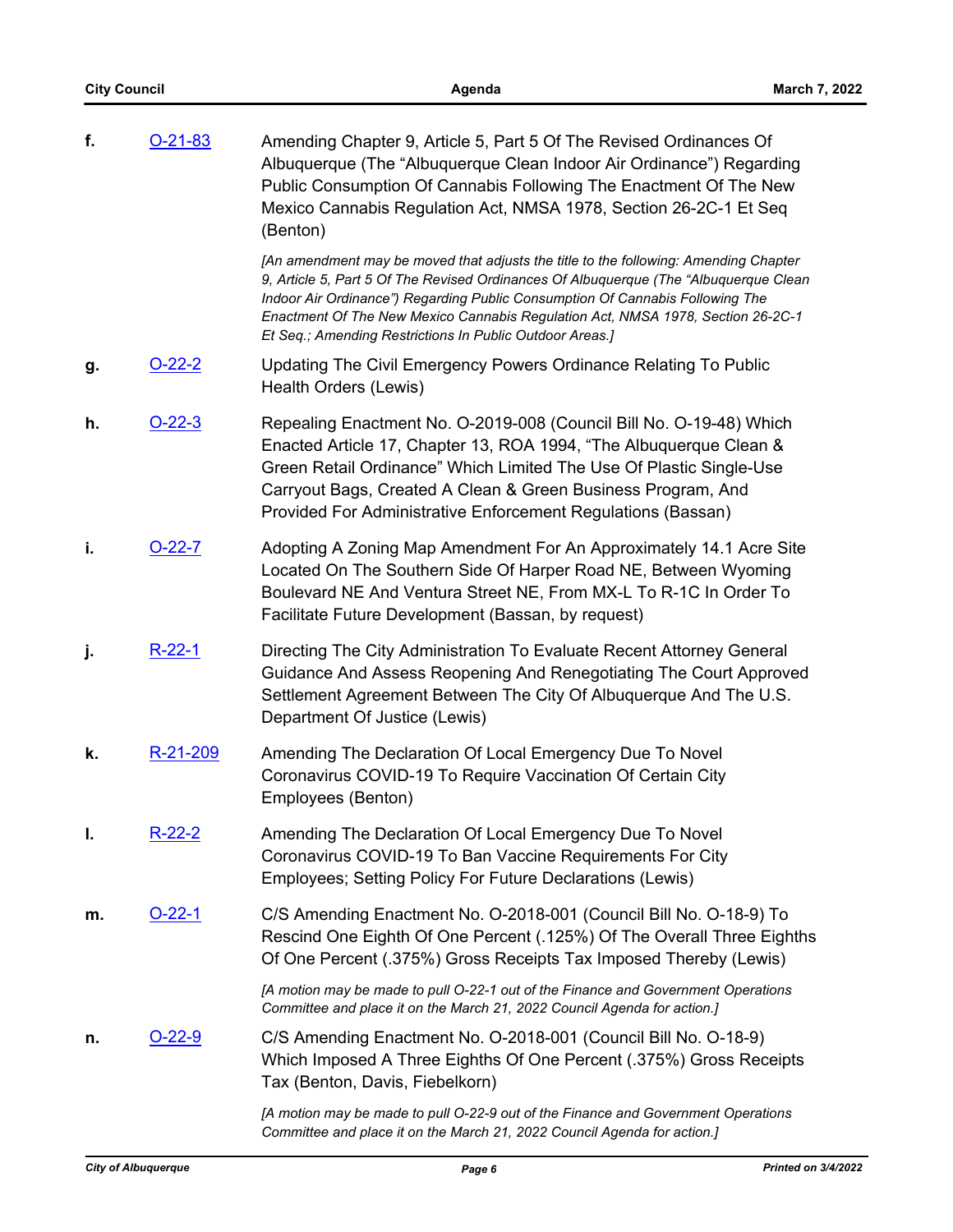**f.** O-21-83 Amending Chapter 9, Article 5, Part 5 Of The Revised Ordinances Of Albuquerque (The "Albuquerque Clean Indoor Air Ordinance") Regarding Public Consumption Of Cannabis Following The Enactment Of The New Mexico Cannabis Regulation Act, NMSA 1978, Section 26-2C-1 Et Seq (Benton)

*[An amendment may be moved that adjusts the title to the following: Amending Chapter 9, Article 5, Part 5 Of The Revised Ordinances Of Albuquerque (The "Albuquerque Clean Indoor Air Ordinance") Regarding Public Consumption Of Cannabis Following The Enactment Of The New Mexico Cannabis Regulation Act, NMSA 1978, Section 26-2C-1 Et Seq.; Amending Restrictions In Public Outdoor Areas.]*

**g.** O-22-2 Updating The Civil Emergency Powers Ordinance Relating To Public Health Orders (Lewis)

**h.** O-22-3 Repealing Enactment No. O-2019-008 (Council Bill No. O-19-48) Which Enacted Article 17, Chapter 13, ROA 1994, "The Albuquerque Clean & Green Retail Ordinance" Which Limited The Use Of Plastic Single-Use Carryout Bags, Created A Clean & Green Business Program, And Provided For Administrative Enforcement Regulations (Bassan)

**i.** O-22-7 Adopting A Zoning Map Amendment For An Approximately 14.1 Acre Site Located On The Southern Side Of Harper Road NE, Between Wyoming Boulevard NE And Ventura Street NE, From MX-L To R-1C In Order To Facilitate Future Development (Bassan, by request)

**j.** R-22-1 Directing The City Administration To Evaluate Recent Attorney General Guidance And Assess Reopening And Renegotiating The Court Approved Settlement Agreement Between The City Of Albuquerque And The U.S. Department Of Justice (Lewis)

**k.** R-21-209 Amending The Declaration Of Local Emergency Due To Novel Coronavirus COVID-19 To Require Vaccination Of Certain City Employees (Benton)

**l.** R-22-2 Amending The Declaration Of Local Emergency Due To Novel Coronavirus COVID-19 To Ban Vaccine Requirements For City Employees; Setting Policy For Future Declarations (Lewis)

**m.** O-22-1 C/S Amending Enactment No. O-2018-001 (Council Bill No. O-18-9) To Rescind One Eighth Of One Percent (.125%) Of The Overall Three Eighths Of One Percent (.375%) Gross Receipts Tax Imposed Thereby (Lewis)

*[A motion may be made to pull O-22-1 out of the Finance and Government Operations Committee and place it on the March 21, 2022 Council Agenda for action.]*

**n.** O-22-9 C/S Amending Enactment No. O-2018-001 (Council Bill No. O-18-9) Which Imposed A Three Eighths Of One Percent (.375%) Gross Receipts Tax (Benton, Davis, Fiebelkorn)

*[A motion may be made to pull O-22-9 out of the Finance and Government Operations Committee and place it on the March 21, 2022 Council Agenda for action.]*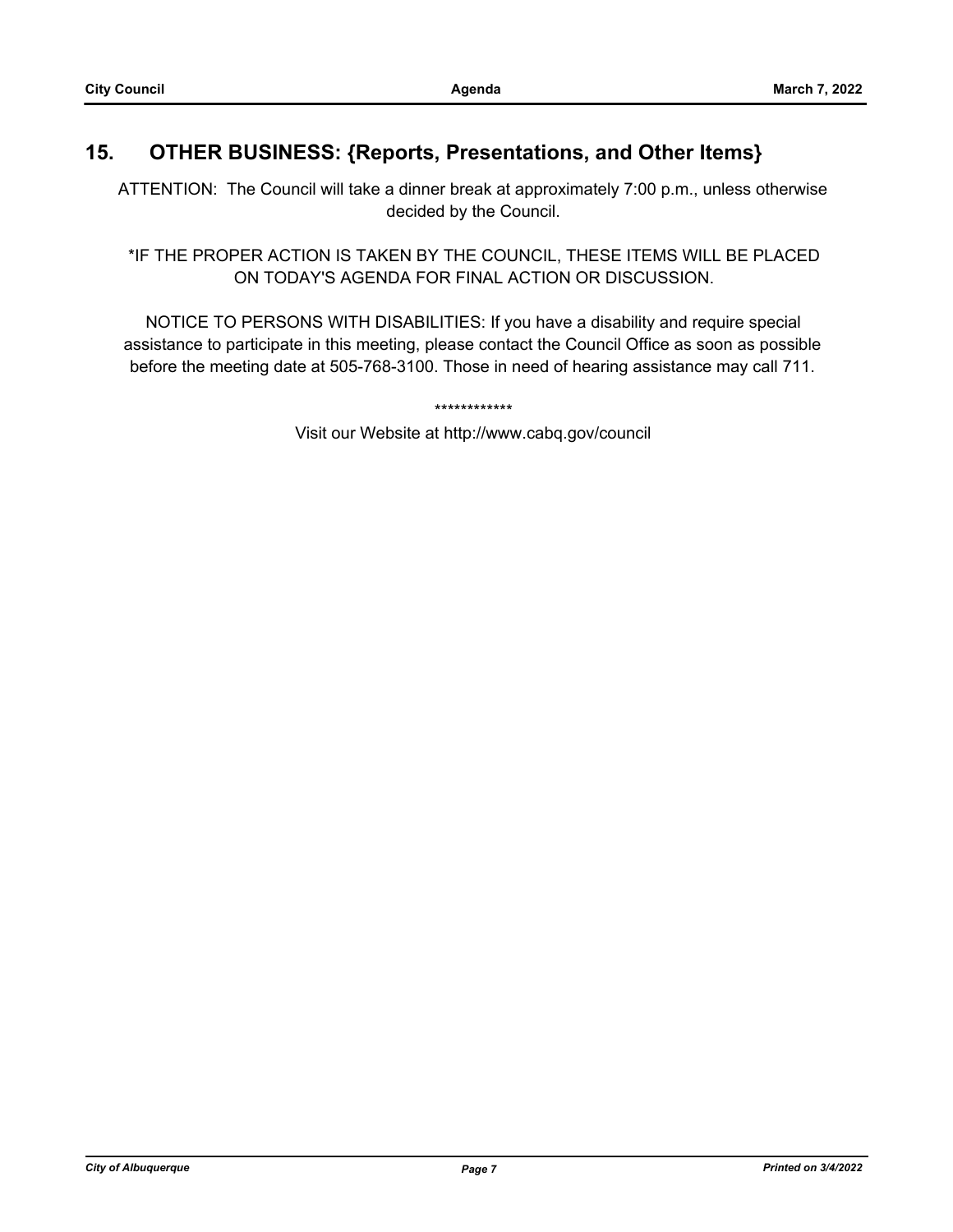## 15. OTHER BUSINESS: {Reports, Presentations, and Other Items}

ATTENTION: The Council will take a dinner break at approximately 7:00 p.m., unless otherwise decided by the Council.

*IF THE PROPER ACTION IS TAKEN BY THE COUNCIL, THESE ITEMS WILL BE PLACED ON TODAY'S AGENDA FOR FINAL ACTION OR DISCUSSION.

NOTICE TO PERSONS WITH DISABILITIES: If you have a disability and require special assistance to participate in this meeting, please contact the Council Office as soon as possible before the meeting date at 505-768-3100. Those in need of hearing assistance may call 711.

************

Visit our Website at http://www.cabq.gov/council